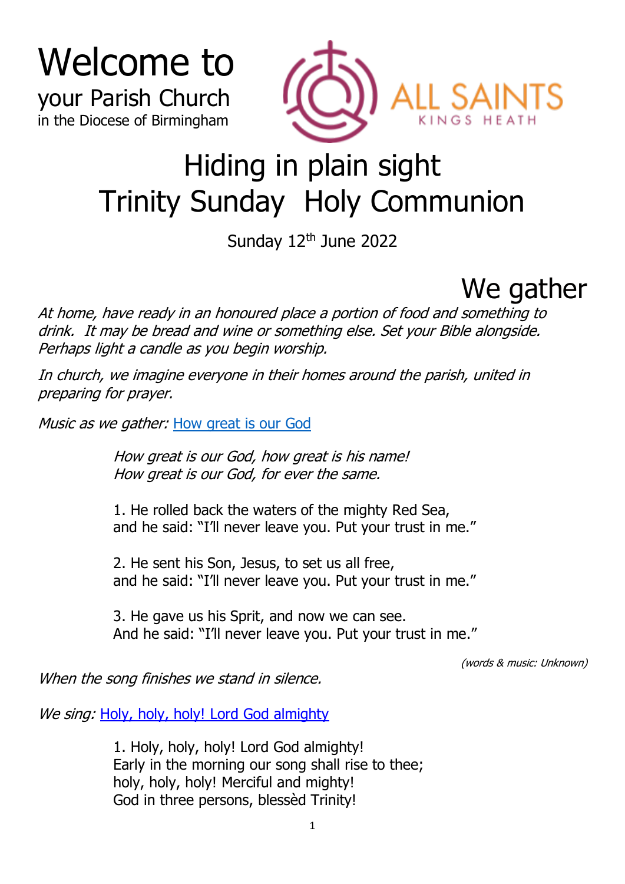# Welcome to

your Parish Church
in the Diocese of Birmingham

ALL SAINTS
KINGS HEATH

# Hiding in plain sight
# Trinity Sunday Holy Communion

Sunday 12th June 2022

## We gather

*At home, have ready in an honoured place a portion of food and something to drink. It may be bread and wine or something else. Set your Bible alongside. Perhaps light a candle as you begin worship.*

*In church, we imagine everyone in their homes around the parish, united in preparing for prayer.*

*Music as we gather:* How great is our God

> *How great is our God, how great is his name!*
> *How great is our God, for ever the same.*
>
> 1. He rolled back the waters of the mighty Red Sea,
> and he said: "I'll never leave you. Put your trust in me."
>
> 2. He sent his Son, Jesus, to set us all free,
> and he said: "I'll never leave you. Put your trust in me."
>
> 3. He gave us his Sprit, and now we can see.
> And he said: "I'll never leave you. Put your trust in me."

*(words & music: Unknown)*

*When the song finishes we stand in silence.*

*We sing:* Holy, holy, holy! Lord God almighty

> 1. Holy, holy, holy! Lord God almighty!
> Early in the morning our song shall rise to thee;
> holy, holy, holy! Merciful and mighty!
> God in three persons, blessèd Trinity!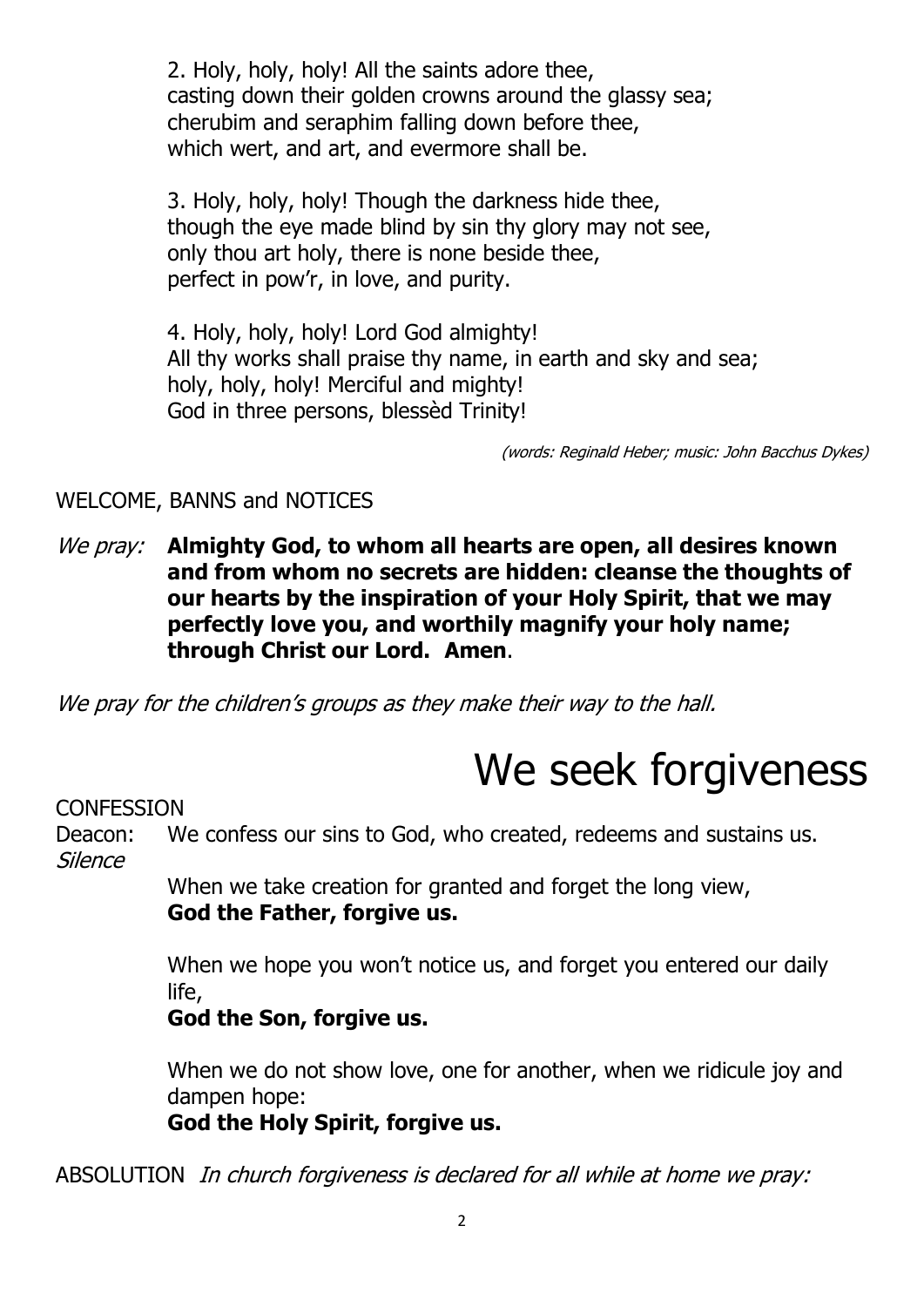2. Holy, holy, holy! All the saints adore thee,
casting down their golden crowns around the glassy sea;
cherubim and seraphim falling down before thee,
which wert, and art, and evermore shall be.

3. Holy, holy, holy! Though the darkness hide thee,
though the eye made blind by sin thy glory may not see,
only thou art holy, there is none beside thee,
perfect in pow'r, in love, and purity.

4. Holy, holy, holy! Lord God almighty!
All thy works shall praise thy name, in earth and sky and sea;
holy, holy, holy! Merciful and mighty!
God in three persons, blessèd Trinity!

*(words: Reginald Heber; music: John Bacchus Dykes)*

WELCOME, BANNS and NOTICES

*We pray:* **Almighty God, to whom all hearts are open, all desires known and from whom no secrets are hidden: cleanse the thoughts of our hearts by the inspiration of your Holy Spirit, that we may perfectly love you, and worthily magnify your holy name; through Christ our Lord. Amen**.

*We pray for the children's groups as they make their way to the hall.*

# We seek forgiveness

CONFESSION

Deacon: We confess our sins to God, who created, redeems and sustains us.

*Silence*

When we take creation for granted and forget the long view,
**God the Father, forgive us.**

When we hope you won't notice us, and forget you entered our daily life,
**God the Son, forgive us.**

When we do not show love, one for another, when we ridicule joy and dampen hope:
**God the Holy Spirit, forgive us.**

ABSOLUTION *In church forgiveness is declared for all while at home we pray:*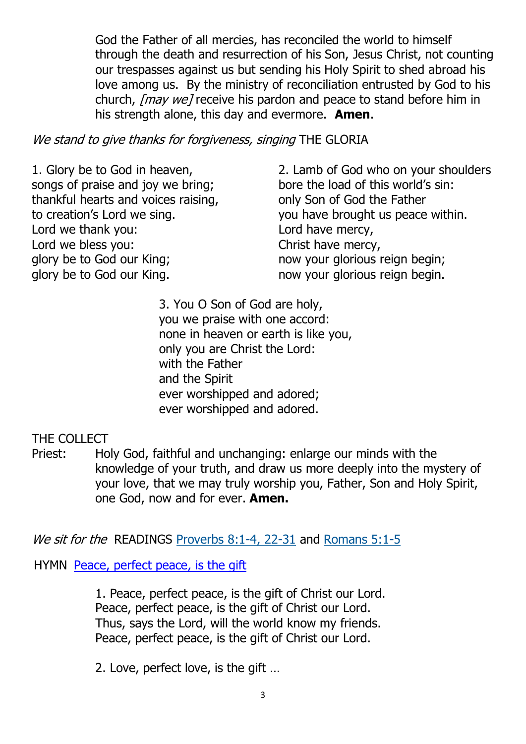God the Father of all mercies, has reconciled the world to himself through the death and resurrection of his Son, Jesus Christ, not counting our trespasses against us but sending his Holy Spirit to shed abroad his love among us. By the ministry of reconciliation entrusted by God to his church, *[may we]* receive his pardon and peace to stand before him in his strength alone, this day and evermore. **Amen**.

*We stand to give thanks for forgiveness, singing* THE GLORIA

1. Glory be to God in heaven,
songs of praise and joy we bring;
thankful hearts and voices raising,
to creation's Lord we sing.
Lord we thank you:
Lord we bless you:
glory be to God our King;
glory be to God our King.

2. Lamb of God who on your shoulders
bore the load of this world's sin:
only Son of God the Father
you have brought us peace within.
Lord have mercy,
Christ have mercy,
now your glorious reign begin;
now your glorious reign begin.

3. You O Son of God are holy,
you we praise with one accord:
none in heaven or earth is like you,
only you are Christ the Lord:
with the Father
and the Spirit
ever worshipped and adored;
ever worshipped and adored.

THE COLLECT

Priest: Holy God, faithful and unchanging: enlarge our minds with the knowledge of your truth, and draw us more deeply into the mystery of your love, that we may truly worship you, Father, Son and Holy Spirit, one God, now and for ever. **Amen.**

*We sit for the* READINGS Proverbs 8:1-4, 22-31 and Romans 5:1-5

HYMN Peace, perfect peace, is the gift

1. Peace, perfect peace, is the gift of Christ our Lord.
Peace, perfect peace, is the gift of Christ our Lord.
Thus, says the Lord, will the world know my friends.
Peace, perfect peace, is the gift of Christ our Lord.

2. Love, perfect love, is the gift …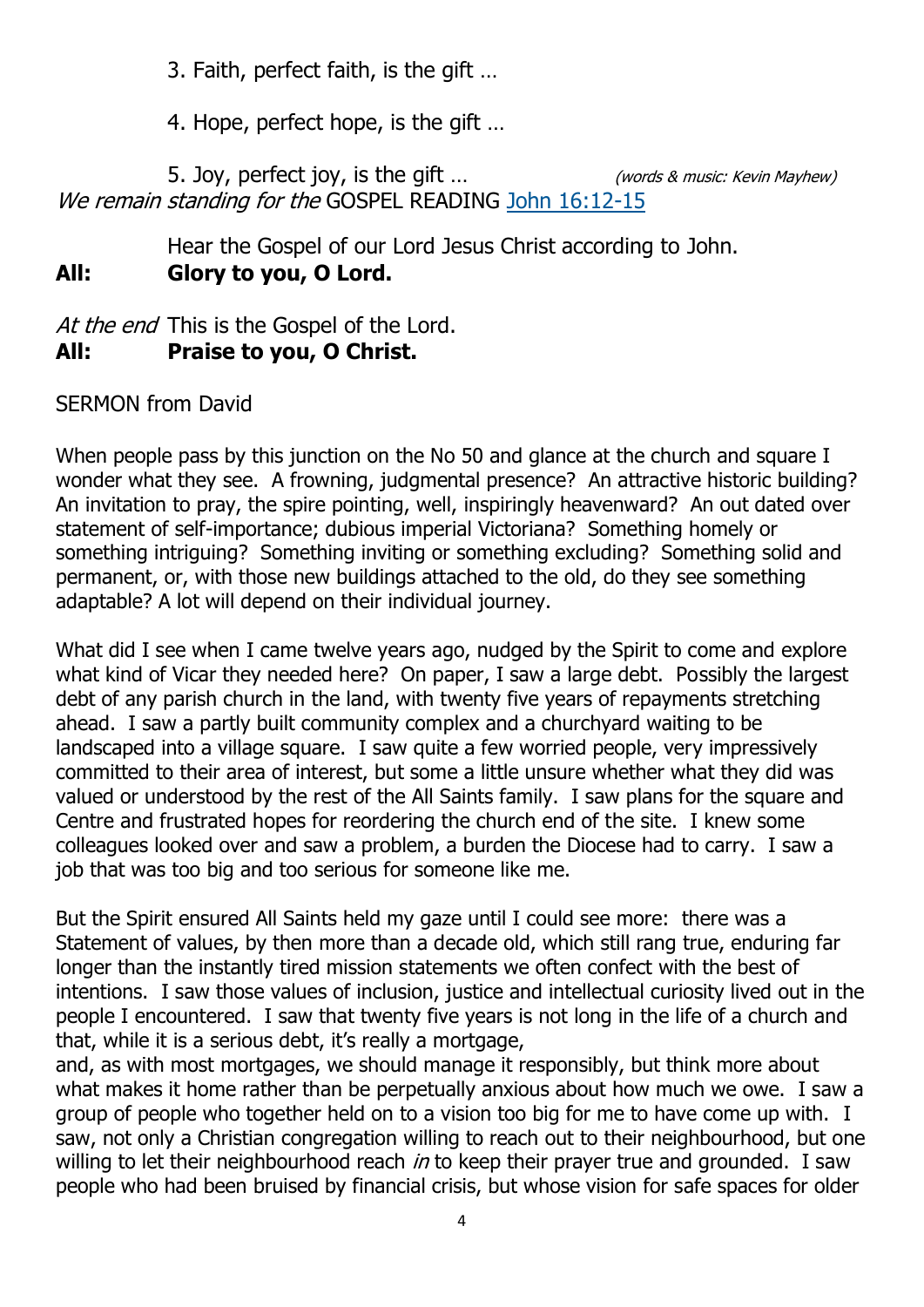3. Faith, perfect faith, is the gift …

4. Hope, perfect hope, is the gift …

5. Joy, perfect joy, is the gift … *(words & music: Kevin Mayhew)*

*We remain standing for the* GOSPEL READING John 16:12-15

Hear the Gospel of our Lord Jesus Christ according to John.
**All: Glory to you, O Lord.**

*At the end* This is the Gospel of the Lord.
**All: Praise to you, O Christ.**

SERMON from David

When people pass by this junction on the No 50 and glance at the church and square I wonder what they see. A frowning, judgmental presence? An attractive historic building? An invitation to pray, the spire pointing, well, inspiringly heavenward? An out dated over statement of self-importance; dubious imperial Victoriana? Something homely or something intriguing? Something inviting or something excluding? Something solid and permanent, or, with those new buildings attached to the old, do they see something adaptable? A lot will depend on their individual journey.

What did I see when I came twelve years ago, nudged by the Spirit to come and explore what kind of Vicar they needed here? On paper, I saw a large debt. Possibly the largest debt of any parish church in the land, with twenty five years of repayments stretching ahead. I saw a partly built community complex and a churchyard waiting to be landscaped into a village square. I saw quite a few worried people, very impressively committed to their area of interest, but some a little unsure whether what they did was valued or understood by the rest of the All Saints family. I saw plans for the square and Centre and frustrated hopes for reordering the church end of the site. I knew some colleagues looked over and saw a problem, a burden the Diocese had to carry. I saw a job that was too big and too serious for someone like me.

But the Spirit ensured All Saints held my gaze until I could see more: there was a Statement of values, by then more than a decade old, which still rang true, enduring far longer than the instantly tired mission statements we often confect with the best of intentions. I saw those values of inclusion, justice and intellectual curiosity lived out in the people I encountered. I saw that twenty five years is not long in the life of a church and that, while it is a serious debt, it's really a mortgage,
and, as with most mortgages, we should manage it responsibly, but think more about what makes it home rather than be perpetually anxious about how much we owe. I saw a group of people who together held on to a vision too big for me to have come up with. I saw, not only a Christian congregation willing to reach out to their neighbourhood, but one willing to let their neighbourhood reach *in* to keep their prayer true and grounded. I saw people who had been bruised by financial crisis, but whose vision for safe spaces for older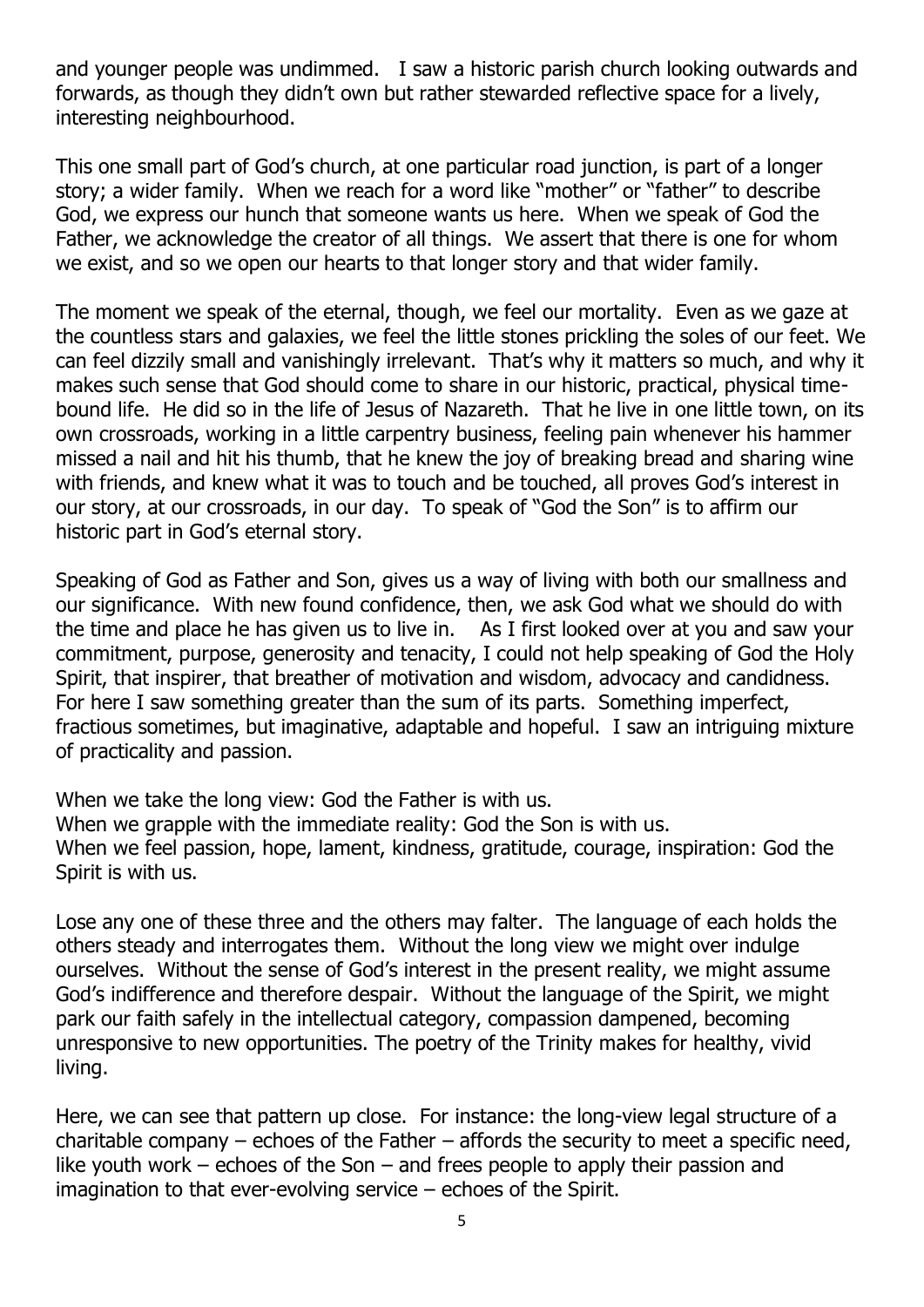and younger people was undimmed. I saw a historic parish church looking outwards and forwards, as though they didn't own but rather stewarded reflective space for a lively, interesting neighbourhood.

This one small part of God's church, at one particular road junction, is part of a longer story; a wider family. When we reach for a word like "mother" or "father" to describe God, we express our hunch that someone wants us here. When we speak of God the Father, we acknowledge the creator of all things. We assert that there is one for whom we exist, and so we open our hearts to that longer story and that wider family.

The moment we speak of the eternal, though, we feel our mortality. Even as we gaze at the countless stars and galaxies, we feel the little stones prickling the soles of our feet. We can feel dizzily small and vanishingly irrelevant. That's why it matters so much, and why it makes such sense that God should come to share in our historic, practical, physical time-bound life. He did so in the life of Jesus of Nazareth. That he live in one little town, on its own crossroads, working in a little carpentry business, feeling pain whenever his hammer missed a nail and hit his thumb, that he knew the joy of breaking bread and sharing wine with friends, and knew what it was to touch and be touched, all proves God's interest in our story, at our crossroads, in our day. To speak of "God the Son" is to affirm our historic part in God's eternal story.

Speaking of God as Father and Son, gives us a way of living with both our smallness and our significance. With new found confidence, then, we ask God what we should do with the time and place he has given us to live in. As I first looked over at you and saw your commitment, purpose, generosity and tenacity, I could not help speaking of God the Holy Spirit, that inspirer, that breather of motivation and wisdom, advocacy and candidness. For here I saw something greater than the sum of its parts. Something imperfect, fractious sometimes, but imaginative, adaptable and hopeful. I saw an intriguing mixture of practicality and passion.

When we take the long view: God the Father is with us.
When we grapple with the immediate reality: God the Son is with us.
When we feel passion, hope, lament, kindness, gratitude, courage, inspiration: God the Spirit is with us.

Lose any one of these three and the others may falter. The language of each holds the others steady and interrogates them. Without the long view we might over indulge ourselves. Without the sense of God's interest in the present reality, we might assume God's indifference and therefore despair. Without the language of the Spirit, we might park our faith safely in the intellectual category, compassion dampened, becoming unresponsive to new opportunities. The poetry of the Trinity makes for healthy, vivid living.

Here, we can see that pattern up close. For instance: the long-view legal structure of a charitable company – echoes of the Father – affords the security to meet a specific need, like youth work – echoes of the Son – and frees people to apply their passion and imagination to that ever-evolving service – echoes of the Spirit.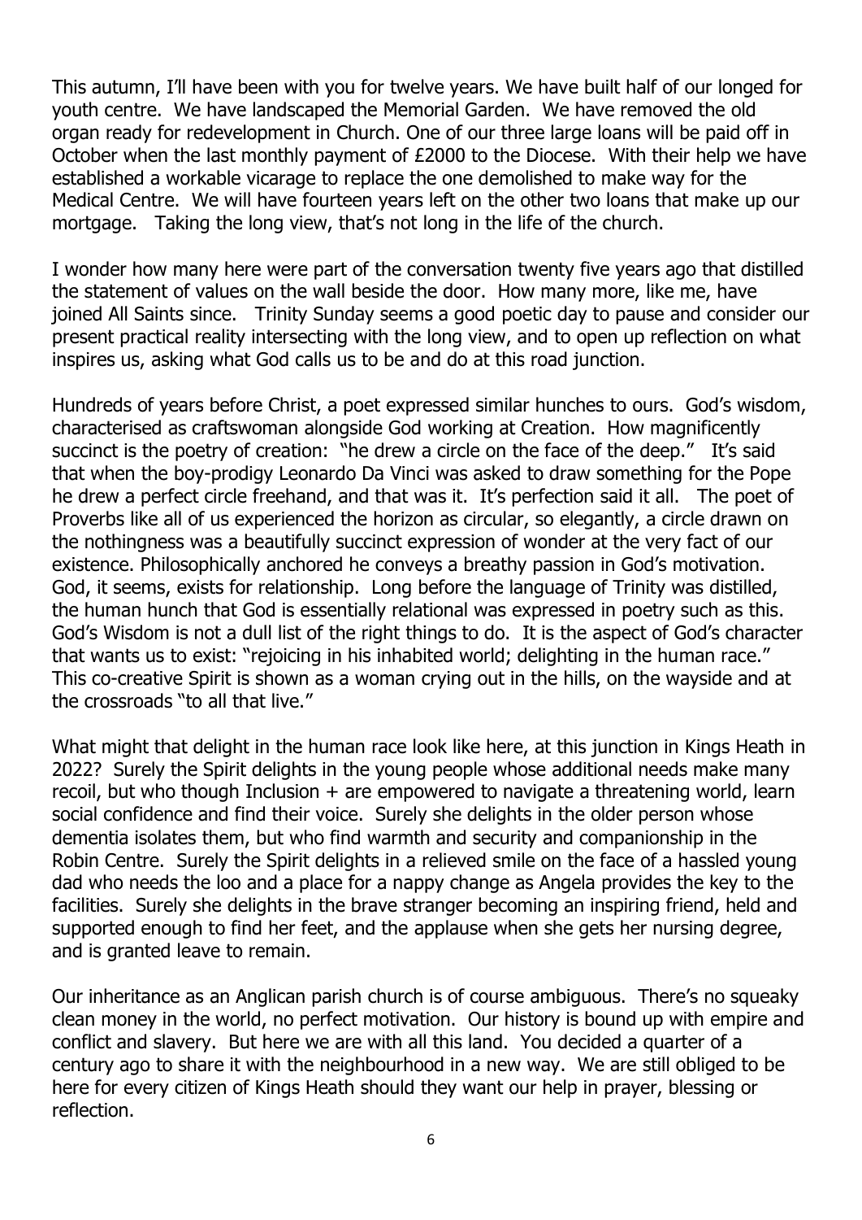This autumn, I'll have been with you for twelve years. We have built half of our longed for youth centre. We have landscaped the Memorial Garden. We have removed the old organ ready for redevelopment in Church. One of our three large loans will be paid off in October when the last monthly payment of £2000 to the Diocese. With their help we have established a workable vicarage to replace the one demolished to make way for the Medical Centre. We will have fourteen years left on the other two loans that make up our mortgage. Taking the long view, that's not long in the life of the church.

I wonder how many here were part of the conversation twenty five years ago that distilled the statement of values on the wall beside the door. How many more, like me, have joined All Saints since. Trinity Sunday seems a good poetic day to pause and consider our present practical reality intersecting with the long view, and to open up reflection on what inspires us, asking what God calls us to be and do at this road junction.

Hundreds of years before Christ, a poet expressed similar hunches to ours. God's wisdom, characterised as craftswoman alongside God working at Creation. How magnificently succinct is the poetry of creation: "he drew a circle on the face of the deep." It's said that when the boy-prodigy Leonardo Da Vinci was asked to draw something for the Pope he drew a perfect circle freehand, and that was it. It's perfection said it all. The poet of Proverbs like all of us experienced the horizon as circular, so elegantly, a circle drawn on the nothingness was a beautifully succinct expression of wonder at the very fact of our existence. Philosophically anchored he conveys a breathy passion in God's motivation. God, it seems, exists for relationship. Long before the language of Trinity was distilled, the human hunch that God is essentially relational was expressed in poetry such as this. God's Wisdom is not a dull list of the right things to do. It is the aspect of God's character that wants us to exist: "rejoicing in his inhabited world; delighting in the human race." This co-creative Spirit is shown as a woman crying out in the hills, on the wayside and at the crossroads "to all that live."

What might that delight in the human race look like here, at this junction in Kings Heath in 2022? Surely the Spirit delights in the young people whose additional needs make many recoil, but who though Inclusion + are empowered to navigate a threatening world, learn social confidence and find their voice. Surely she delights in the older person whose dementia isolates them, but who find warmth and security and companionship in the Robin Centre. Surely the Spirit delights in a relieved smile on the face of a hassled young dad who needs the loo and a place for a nappy change as Angela provides the key to the facilities. Surely she delights in the brave stranger becoming an inspiring friend, held and supported enough to find her feet, and the applause when she gets her nursing degree, and is granted leave to remain.

Our inheritance as an Anglican parish church is of course ambiguous. There's no squeaky clean money in the world, no perfect motivation. Our history is bound up with empire and conflict and slavery. But here we are with all this land. You decided a quarter of a century ago to share it with the neighbourhood in a new way. We are still obliged to be here for every citizen of Kings Heath should they want our help in prayer, blessing or reflection.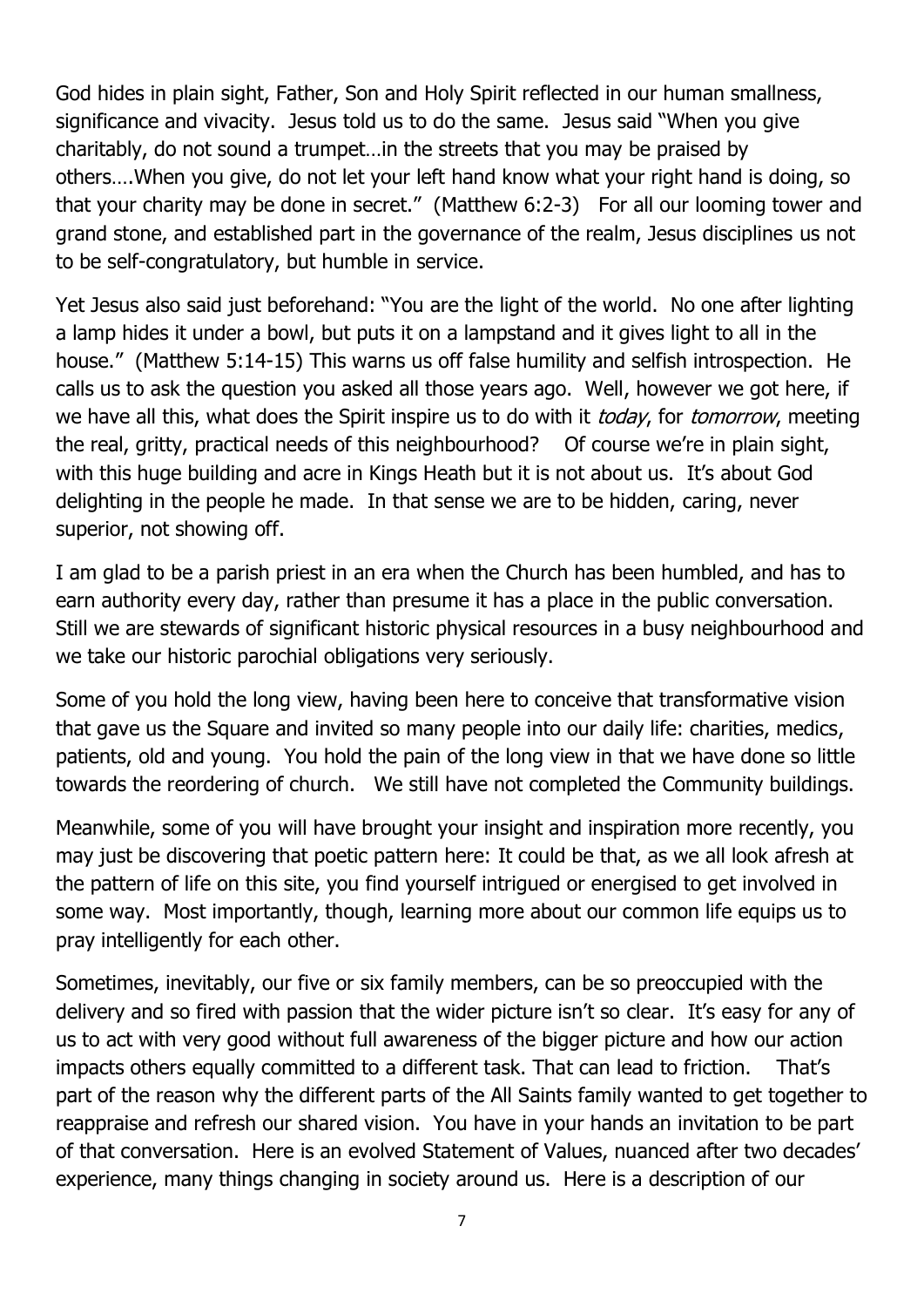God hides in plain sight, Father, Son and Holy Spirit reflected in our human smallness, significance and vivacity. Jesus told us to do the same. Jesus said "When you give charitably, do not sound a trumpet…in the streets that you may be praised by others….When you give, do not let your left hand know what your right hand is doing, so that your charity may be done in secret." (Matthew 6:2-3) For all our looming tower and grand stone, and established part in the governance of the realm, Jesus disciplines us not to be self-congratulatory, but humble in service.

Yet Jesus also said just beforehand: "You are the light of the world. No one after lighting a lamp hides it under a bowl, but puts it on a lampstand and it gives light to all in the house." (Matthew 5:14-15) This warns us off false humility and selfish introspection. He calls us to ask the question you asked all those years ago. Well, however we got here, if we have all this, what does the Spirit inspire us to do with it *today*, for *tomorrow*, meeting the real, gritty, practical needs of this neighbourhood? Of course we're in plain sight, with this huge building and acre in Kings Heath but it is not about us. It's about God delighting in the people he made. In that sense we are to be hidden, caring, never superior, not showing off.

I am glad to be a parish priest in an era when the Church has been humbled, and has to earn authority every day, rather than presume it has a place in the public conversation. Still we are stewards of significant historic physical resources in a busy neighbourhood and we take our historic parochial obligations very seriously.

Some of you hold the long view, having been here to conceive that transformative vision that gave us the Square and invited so many people into our daily life: charities, medics, patients, old and young. You hold the pain of the long view in that we have done so little towards the reordering of church. We still have not completed the Community buildings.

Meanwhile, some of you will have brought your insight and inspiration more recently, you may just be discovering that poetic pattern here: It could be that, as we all look afresh at the pattern of life on this site, you find yourself intrigued or energised to get involved in some way. Most importantly, though, learning more about our common life equips us to pray intelligently for each other.

Sometimes, inevitably, our five or six family members, can be so preoccupied with the delivery and so fired with passion that the wider picture isn't so clear. It's easy for any of us to act with very good without full awareness of the bigger picture and how our action impacts others equally committed to a different task. That can lead to friction. That's part of the reason why the different parts of the All Saints family wanted to get together to reappraise and refresh our shared vision. You have in your hands an invitation to be part of that conversation. Here is an evolved Statement of Values, nuanced after two decades' experience, many things changing in society around us. Here is a description of our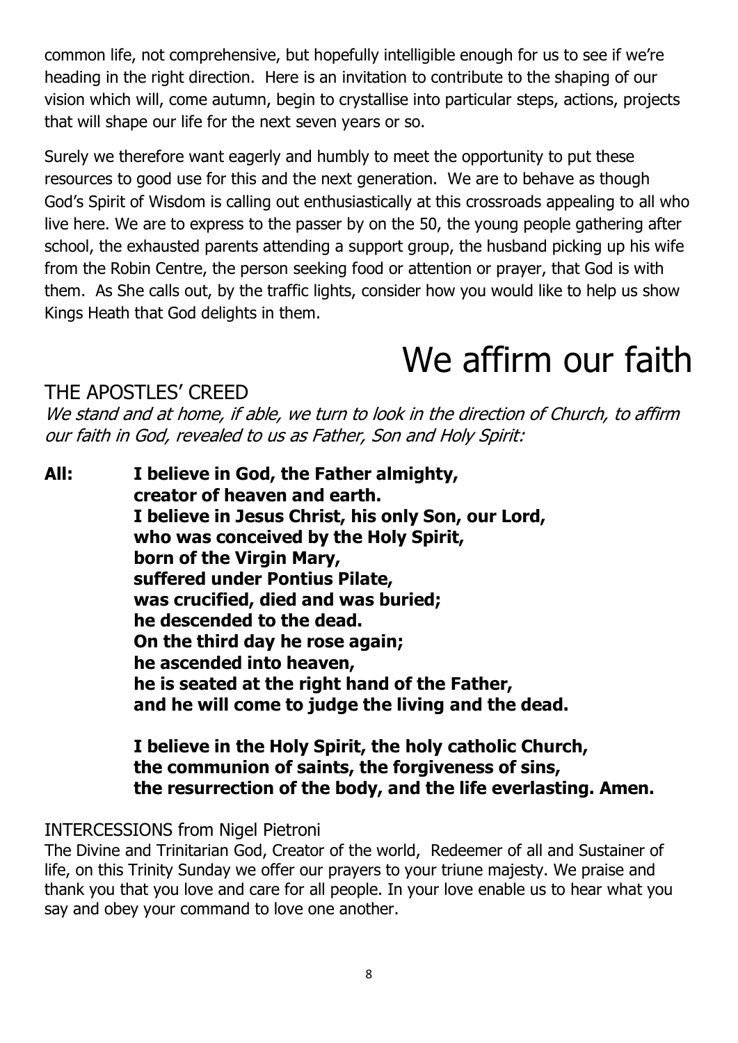common life, not comprehensive, but hopefully intelligible enough for us to see if we're heading in the right direction. Here is an invitation to contribute to the shaping of our vision which will, come autumn, begin to crystallise into particular steps, actions, projects that will shape our life for the next seven years or so.

Surely we therefore want eagerly and humbly to meet the opportunity to put these resources to good use for this and the next generation. We are to behave as though God's Spirit of Wisdom is calling out enthusiastically at this crossroads appealing to all who live here. We are to express to the passer by on the 50, the young people gathering after school, the exhausted parents attending a support group, the husband picking up his wife from the Robin Centre, the person seeking food or attention or prayer, that God is with them. As She calls out, by the traffic lights, consider how you would like to help us show Kings Heath that God delights in them.

# We affirm our faith

## THE APOSTLES' CREED

*We stand and at home, if able, we turn to look in the direction of Church, to affirm our faith in God, revealed to us as Father, Son and Holy Spirit:*

**All: I believe in God, the Father almighty,
creator of heaven and earth.
I believe in Jesus Christ, his only Son, our Lord,
who was conceived by the Holy Spirit,
born of the Virgin Mary,
suffered under Pontius Pilate,
was crucified, died and was buried;
he descended to the dead.
On the third day he rose again;
he ascended into heaven,
he is seated at the right hand of the Father,
and he will come to judge the living and the dead.**

**I believe in the Holy Spirit, the holy catholic Church,
the communion of saints, the forgiveness of sins,
the resurrection of the body, and the life everlasting. Amen.**

## INTERCESSIONS from Nigel Pietroni

The Divine and Trinitarian God, Creator of the world, Redeemer of all and Sustainer of life, on this Trinity Sunday we offer our prayers to your triune majesty. We praise and thank you that you love and care for all people. In your love enable us to hear what you say and obey your command to love one another.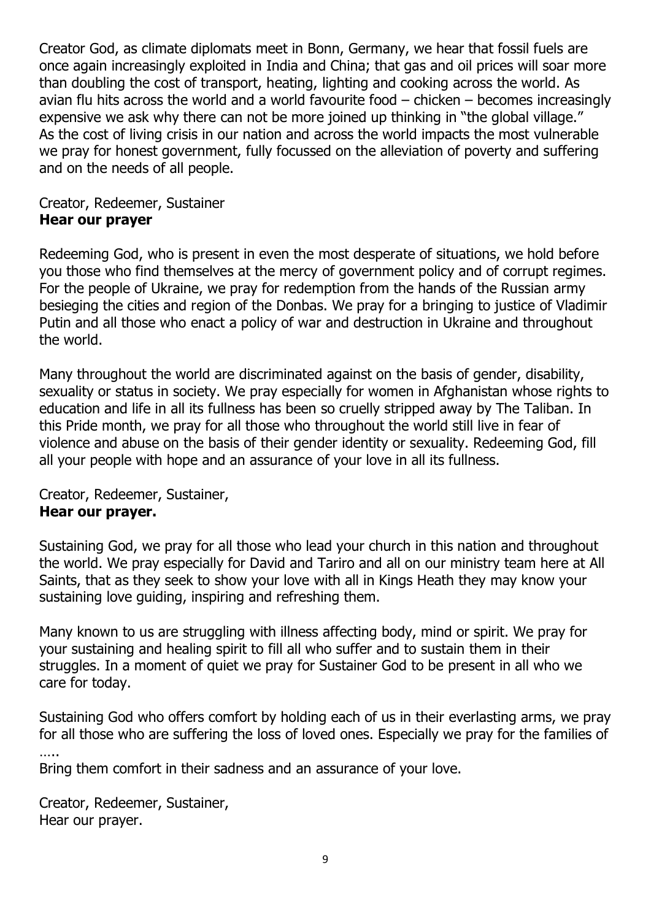Creator God, as climate diplomats meet in Bonn, Germany, we hear that fossil fuels are once again increasingly exploited in India and China; that gas and oil prices will soar more than doubling the cost of transport, heating, lighting and cooking across the world. As avian flu hits across the world and a world favourite food – chicken – becomes increasingly expensive we ask why there can not be more joined up thinking in "the global village." As the cost of living crisis in our nation and across the world impacts the most vulnerable we pray for honest government, fully focussed on the alleviation of poverty and suffering and on the needs of all people.

Creator, Redeemer, Sustainer
**Hear our prayer**

Redeeming God, who is present in even the most desperate of situations, we hold before you those who find themselves at the mercy of government policy and of corrupt regimes. For the people of Ukraine, we pray for redemption from the hands of the Russian army besieging the cities and region of the Donbas. We pray for a bringing to justice of Vladimir Putin and all those who enact a policy of war and destruction in Ukraine and throughout the world.

Many throughout the world are discriminated against on the basis of gender, disability, sexuality or status in society. We pray especially for women in Afghanistan whose rights to education and life in all its fullness has been so cruelly stripped away by The Taliban. In this Pride month, we pray for all those who throughout the world still live in fear of violence and abuse on the basis of their gender identity or sexuality. Redeeming God, fill all your people with hope and an assurance of your love in all its fullness.

Creator, Redeemer, Sustainer,
**Hear our prayer.**

Sustaining God, we pray for all those who lead your church in this nation and throughout the world. We pray especially for David and Tariro and all on our ministry team here at All Saints, that as they seek to show your love with all in Kings Heath they may know your sustaining love guiding, inspiring and refreshing them.

Many known to us are struggling with illness affecting body, mind or spirit. We pray for your sustaining and healing spirit to fill all who suffer and to sustain them in their struggles. In a moment of quiet we pray for Sustainer God to be present in all who we care for today.

Sustaining God who offers comfort by holding each of us in their everlasting arms, we pray for all those who are suffering the loss of loved ones. Especially we pray for the families of …..
Bring them comfort in their sadness and an assurance of your love.

Creator, Redeemer, Sustainer,
Hear our prayer.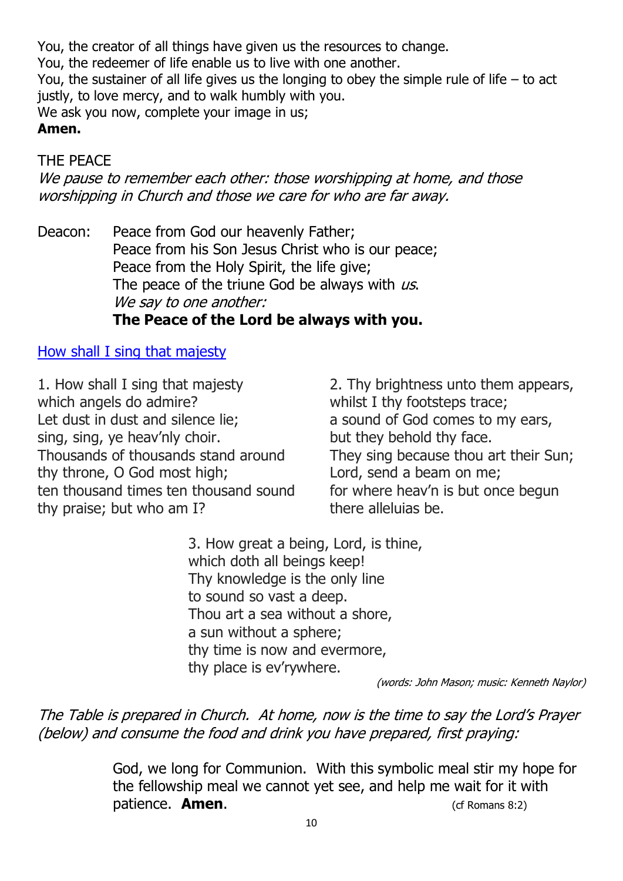You, the creator of all things have given us the resources to change.
You, the redeemer of life enable us to live with one another.
You, the sustainer of all life gives us the longing to obey the simple rule of life – to act justly, to love mercy, and to walk humbly with you.
We ask you now, complete your image in us;
**Amen.**

THE PEACE

*We pause to remember each other: those worshipping at home, and those worshipping in Church and those we care for who are far away.*

Deacon: Peace from God our heavenly Father;
Peace from his Son Jesus Christ who is our peace;
Peace from the Holy Spirit, the life give;
The peace of the triune God be always with *us*.
*We say to one another:*
**The Peace of the Lord be always with you.**

How shall I sing that majesty

1. How shall I sing that majesty
which angels do admire?
Let dust in dust and silence lie;
sing, sing, ye heav'nly choir.
Thousands of thousands stand around
thy throne, O God most high;
ten thousand times ten thousand sound
thy praise; but who am I?

2. Thy brightness unto them appears,
whilst I thy footsteps trace;
a sound of God comes to my ears,
but they behold thy face.
They sing because thou art their Sun;
Lord, send a beam on me;
for where heav'n is but once begun
there alleluias be.

3. How great a being, Lord, is thine,
which doth all beings keep!
Thy knowledge is the only line
to sound so vast a deep.
Thou art a sea without a shore,
a sun without a sphere;
thy time is now and evermore,
thy place is ev'rywhere.

*(words: John Mason; music: Kenneth Naylor)*

*The Table is prepared in Church. At home, now is the time to say the Lord's Prayer (below) and consume the food and drink you have prepared, first praying:*

God, we long for Communion. With this symbolic meal stir my hope for the fellowship meal we cannot yet see, and help me wait for it with patience. **Amen**. (cf Romans 8:2)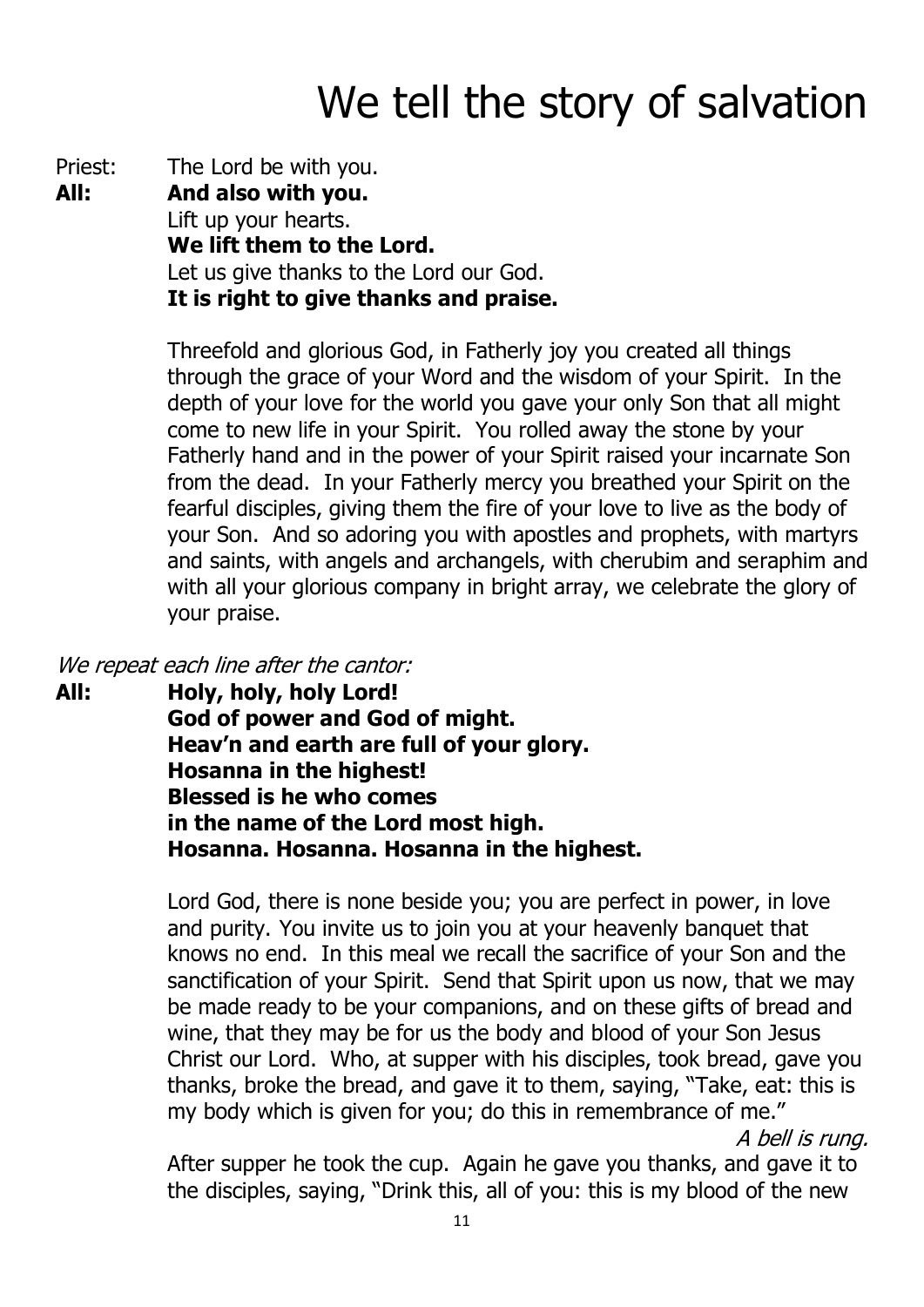# We tell the story of salvation

Priest: The Lord be with you.
**All: And also with you.**
Lift up your hearts.
**We lift them to the Lord.**
Let us give thanks to the Lord our God.
**It is right to give thanks and praise.**

Threefold and glorious God, in Fatherly joy you created all things through the grace of your Word and the wisdom of your Spirit. In the depth of your love for the world you gave your only Son that all might come to new life in your Spirit. You rolled away the stone by your Fatherly hand and in the power of your Spirit raised your incarnate Son from the dead. In your Fatherly mercy you breathed your Spirit on the fearful disciples, giving them the fire of your love to live as the body of your Son. And so adoring you with apostles and prophets, with martyrs and saints, with angels and archangels, with cherubim and seraphim and with all your glorious company in bright array, we celebrate the glory of your praise.

*We repeat each line after the cantor:*

**All: Holy, holy, holy Lord!**
**God of power and God of might.**
**Heav'n and earth are full of your glory.**
**Hosanna in the highest!**
**Blessed is he who comes**
**in the name of the Lord most high.**
**Hosanna. Hosanna. Hosanna in the highest.**

Lord God, there is none beside you; you are perfect in power, in love and purity. You invite us to join you at your heavenly banquet that knows no end. In this meal we recall the sacrifice of your Son and the sanctification of your Spirit. Send that Spirit upon us now, that we may be made ready to be your companions, and on these gifts of bread and wine, that they may be for us the body and blood of your Son Jesus Christ our Lord. Who, at supper with his disciples, took bread, gave you thanks, broke the bread, and gave it to them, saying, "Take, eat: this is my body which is given for you; do this in remembrance of me."

*A bell is rung.*

After supper he took the cup. Again he gave you thanks, and gave it to the disciples, saying, "Drink this, all of you: this is my blood of the new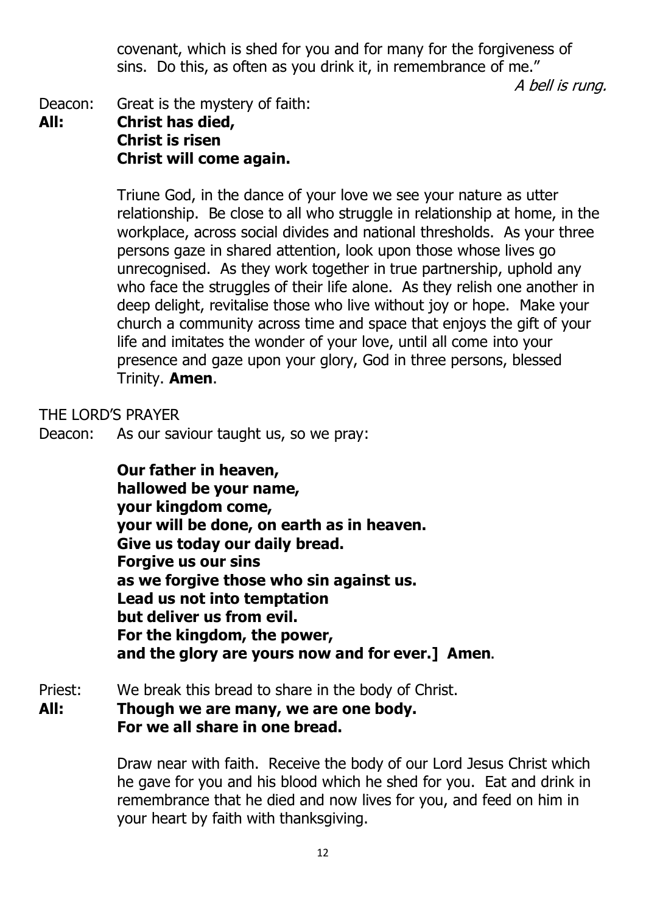covenant, which is shed for you and for many for the forgiveness of sins. Do this, as often as you drink it, in remembrance of me."

*A bell is rung.*

Deacon: Great is the mystery of faith:
**All: Christ has died,**
**Christ is risen**
**Christ will come again.**

Triune God, in the dance of your love we see your nature as utter relationship. Be close to all who struggle in relationship at home, in the workplace, across social divides and national thresholds. As your three persons gaze in shared attention, look upon those whose lives go unrecognised. As they work together in true partnership, uphold any who face the struggles of their life alone. As they relish one another in deep delight, revitalise those who live without joy or hope. Make your church a community across time and space that enjoys the gift of your life and imitates the wonder of your love, until all come into your presence and gaze upon your glory, God in three persons, blessed Trinity. **Amen**.

THE LORD'S PRAYER

Deacon: As our saviour taught us, so we pray:

**Our father in heaven,**
**hallowed be your name,**
**your kingdom come,**
**your will be done, on earth as in heaven.**
**Give us today our daily bread.**
**Forgive us our sins**
**as we forgive those who sin against us.**
**Lead us not into temptation**
**but deliver us from evil.**
**For the kingdom, the power,**
**and the glory are yours now and for ever.] Amen.**

Priest: We break this bread to share in the body of Christ.
**All: Though we are many, we are one body.**
**For we all share in one bread.**

Draw near with faith. Receive the body of our Lord Jesus Christ which he gave for you and his blood which he shed for you. Eat and drink in remembrance that he died and now lives for you, and feed on him in your heart by faith with thanksgiving.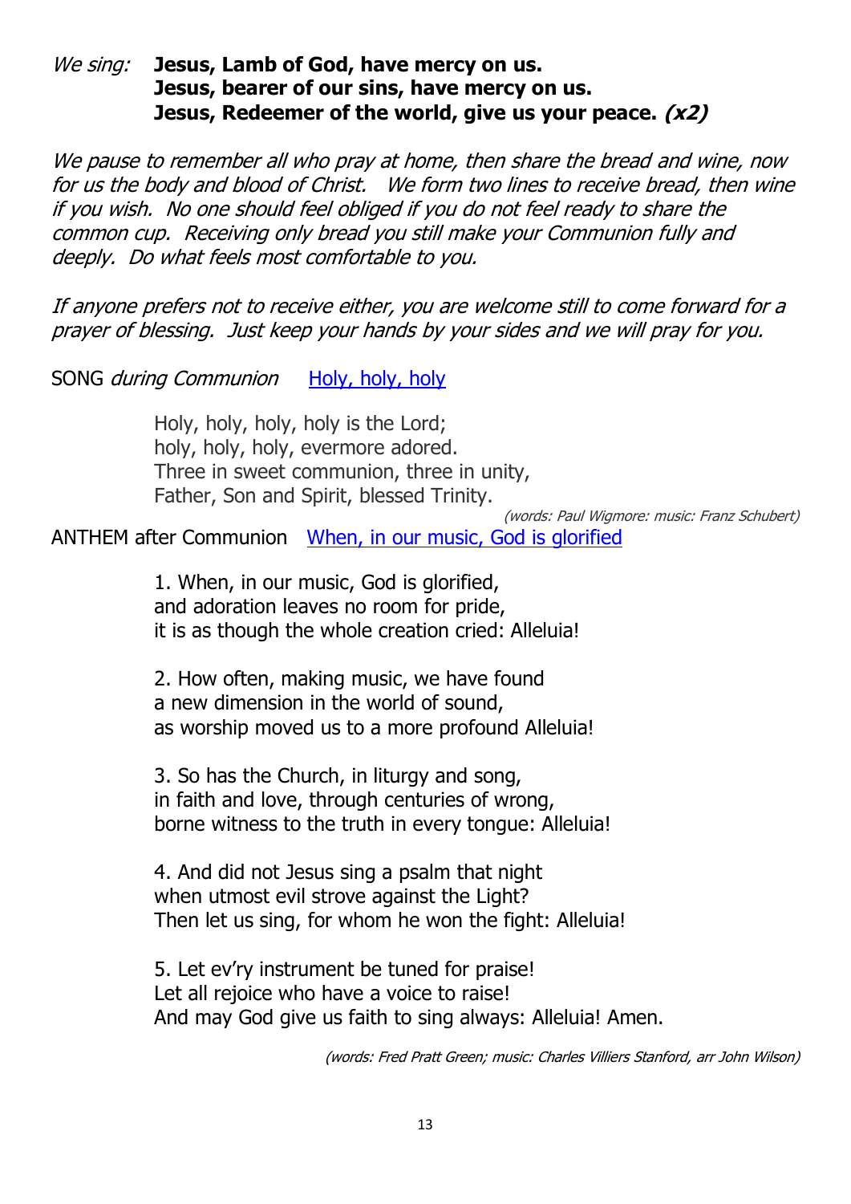*We sing:* **Jesus, Lamb of God, have mercy on us.**
**Jesus, bearer of our sins, have mercy on us.**
**Jesus, Redeemer of the world, give us your peace. *(x2)***

*We pause to remember all who pray at home, then share the bread and wine, now for us the body and blood of Christ. We form two lines to receive bread, then wine if you wish. No one should feel obliged if you do not feel ready to share the common cup. Receiving only bread you still make your Communion fully and deeply. Do what feels most comfortable to you.*

*If anyone prefers not to receive either, you are welcome still to come forward for a prayer of blessing. Just keep your hands by your sides and we will pray for you.*

SONG *during Communion* Holy, holy, holy

Holy, holy, holy, holy is the Lord;
holy, holy, holy, evermore adored.
Three in sweet communion, three in unity,
Father, Son and Spirit, blessed Trinity.

*(words: Paul Wigmore: music: Franz Schubert)*

ANTHEM after Communion When, in our music, God is glorified

1. When, in our music, God is glorified,
and adoration leaves no room for pride,
it is as though the whole creation cried: Alleluia!

2. How often, making music, we have found
a new dimension in the world of sound,
as worship moved us to a more profound Alleluia!

3. So has the Church, in liturgy and song,
in faith and love, through centuries of wrong,
borne witness to the truth in every tongue: Alleluia!

4. And did not Jesus sing a psalm that night
when utmost evil strove against the Light?
Then let us sing, for whom he won the fight: Alleluia!

5. Let ev'ry instrument be tuned for praise!
Let all rejoice who have a voice to raise!
And may God give us faith to sing always: Alleluia! Amen.

*(words: Fred Pratt Green; music: Charles Villiers Stanford, arr John Wilson)*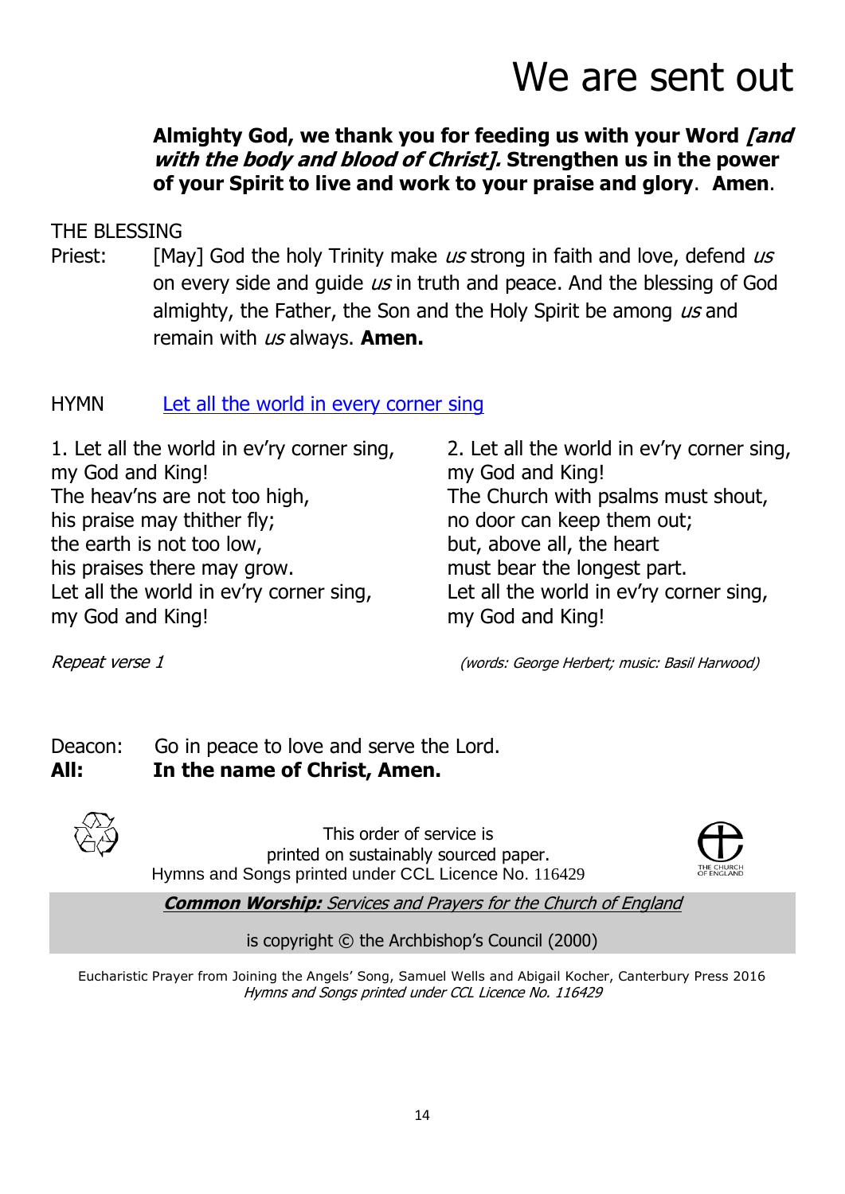# We are sent out

**Almighty God, we thank you for feeding us with your Word *[and with the body and blood of Christ].* Strengthen us in the power of your Spirit to live and work to your praise and glory. Amen.**

THE BLESSING

Priest: [May] God the holy Trinity make *us* strong in faith and love, defend *us* on every side and guide *us* in truth and peace. And the blessing of God almighty, the Father, the Son and the Holy Spirit be among *us* and remain with *us* always. **Amen.**

HYMN Let all the world in every corner sing

1. Let all the world in ev'ry corner sing,
my God and King!
The heav'ns are not too high,
his praise may thither fly;
the earth is not too low,
his praises there may grow.
Let all the world in ev'ry corner sing,
my God and King!

2. Let all the world in ev'ry corner sing,
my God and King!
The Church with psalms must shout,
no door can keep them out;
but, above all, the heart
must bear the longest part.
Let all the world in ev'ry corner sing,
my God and King!

*Repeat verse 1*

*(words: George Herbert; music: Basil Harwood)*

Deacon: Go in peace to love and serve the Lord.
**All: In the name of Christ, Amen.**

This order of service is printed on sustainably sourced paper.
Hymns and Songs printed under CCL Licence No. 116429

***Common Worship:*** *Services and Prayers for the Church of England*

is copyright © the Archbishop's Council (2000)

Eucharistic Prayer from Joining the Angels' Song, Samuel Wells and Abigail Kocher, Canterbury Press 2016
*Hymns and Songs printed under CCL Licence No. 116429*